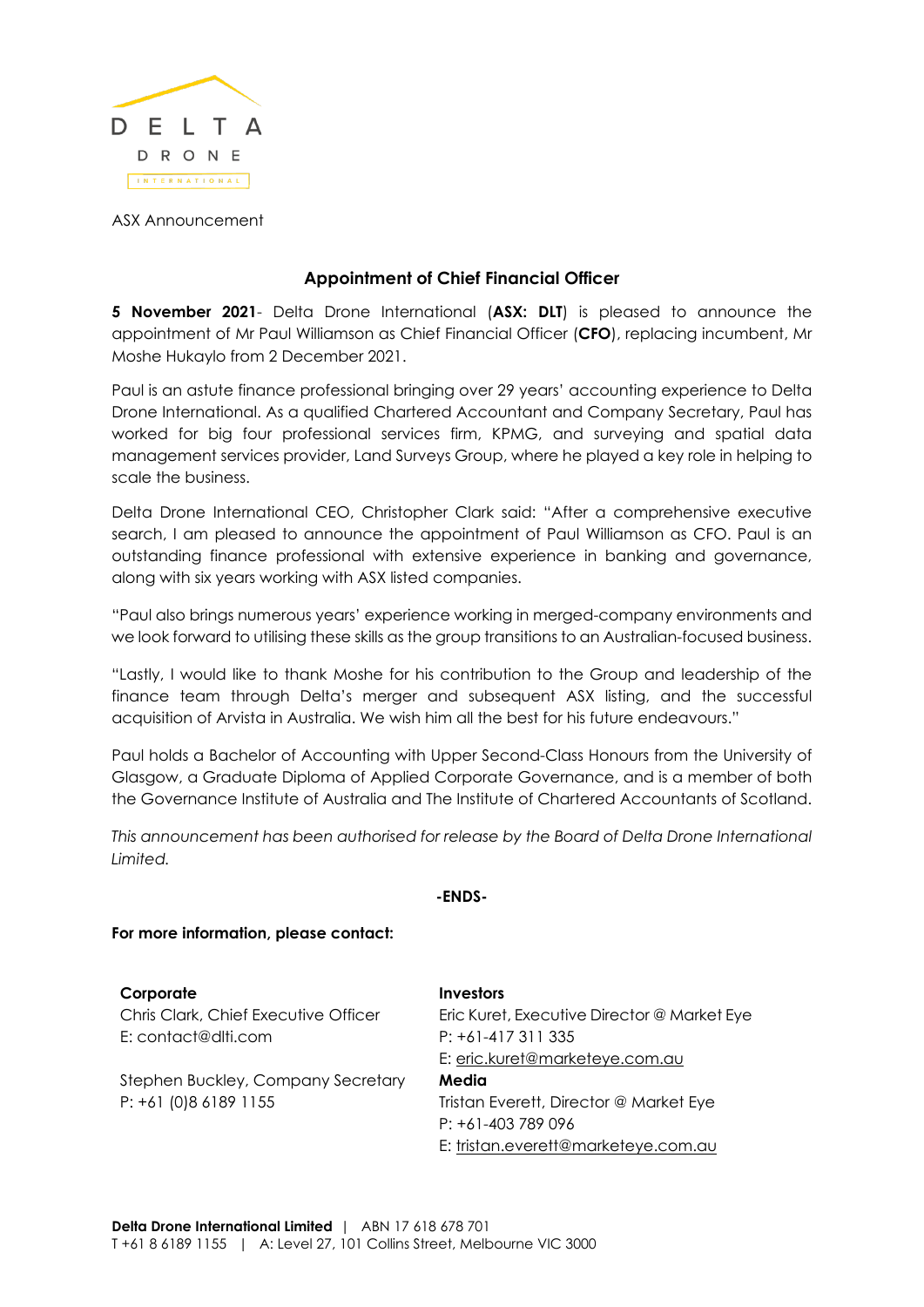DELTA DRONE INTERNATIONAL

ASX Announcement

## Appointment of Chief Financial Officer

**5 November 2021**- Delta Drone International (**ASX: DLT**) is pleased to announce the appointment of Mr Paul Williamson as Chief Financial Officer (**CFO**), replacing incumbent, Mr Moshe Hukaylo from 2 December 2021.

Paul is an astute finance professional bringing over 29 years' accounting experience to Delta Drone International. As a qualified Chartered Accountant and Company Secretary, Paul has worked for big four professional services firm, KPMG, and surveying and spatial data management services provider, Land Surveys Group, where he played a key role in helping to scale the business.

Delta Drone International CEO, Christopher Clark said: "After a comprehensive executive search, I am pleased to announce the appointment of Paul Williamson as CFO. Paul is an outstanding finance professional with extensive experience in banking and governance, along with six years working with ASX listed companies.

"Paul also brings numerous years' experience working in merged-company environments and we look forward to utilising these skills as the group transitions to an Australian-focused business.

"Lastly, I would like to thank Moshe for his contribution to the Group and leadership of the finance team through Delta's merger and subsequent ASX listing, and the successful acquisition of Arvista in Australia. We wish him all the best for his future endeavours."

Paul holds a Bachelor of Accounting with Upper Second-Class Honours from the University of Glasgow, a Graduate Diploma of Applied Corporate Governance, and is a member of both the Governance Institute of Australia and The Institute of Chartered Accountants of Scotland.

*This announcement has been authorised for release by the Board of Delta Drone International Limited.*

**-ENDS-**

**For more information, please contact:**

**Corporate**
Chris Clark, Chief Executive Officer
E: contact@dlti.com

Stephen Buckley, Company Secretary
P: +61 (0)8 6189 1155

**Investors**
Eric Kuret, Executive Director @ Market Eye
P: +61-417 311 335
E: eric.kuret@marketeye.com.au

**Media**
Tristan Everett, Director @ Market Eye
P: +61-403 789 096
E: tristan.everett@marketeye.com.au

**Delta Drone International Limited** | ABN 17 618 678 701
T +61 8 6189 1155 | A: Level 27, 101 Collins Street, Melbourne VIC 3000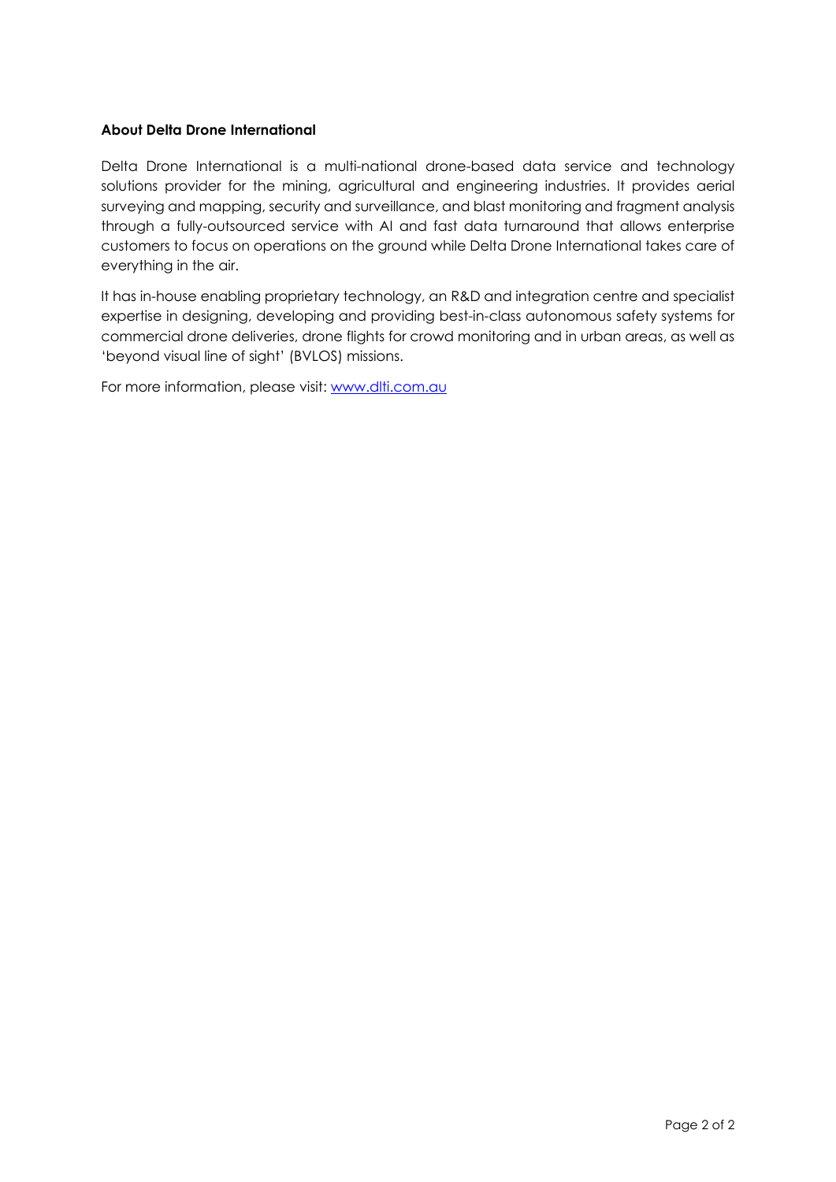**About Delta Drone International**

Delta Drone International is a multi-national drone-based data service and technology solutions provider for the mining, agricultural and engineering industries. It provides aerial surveying and mapping, security and surveillance, and blast monitoring and fragment analysis through a fully-outsourced service with AI and fast data turnaround that allows enterprise customers to focus on operations on the ground while Delta Drone International takes care of everything in the air.

It has in-house enabling proprietary technology, an R&D and integration centre and specialist expertise in designing, developing and providing best-in-class autonomous safety systems for commercial drone deliveries, drone flights for crowd monitoring and in urban areas, as well as 'beyond visual line of sight' (BVLOS) missions.

For more information, please visit: [www.dlti.com.au](http://www.dlti.com.au)